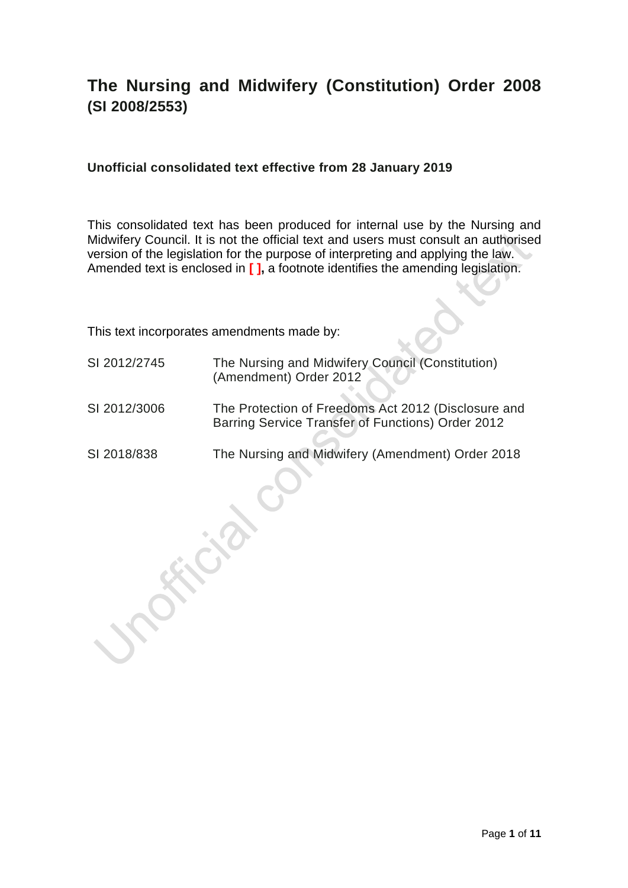# The Nursing and Midwifery (Constitution) Order 2008 (SI 2008/2553)

**Unofficial consolidated text effective from 28 January 2019**

This consolidated text has been produced for internal use by the Nursing and Midwifery Council. It is not the official text and users must consult an authorised version of the legislation for the purpose of interpreting and applying the law. Amended text is enclosed in **[ ]**, a footnote identifies the amending legislation.

This text incorporates amendments made by:

| | |
|---|---|
| SI 2012/2745 | The Nursing and Midwifery Council (Constitution) (Amendment) Order 2012 |
| SI 2012/3006 | The Protection of Freedoms Act 2012 (Disclosure and Barring Service Transfer of Functions) Order 2012 |
| SI 2018/838 | The Nursing and Midwifery (Amendment) Order 2018 |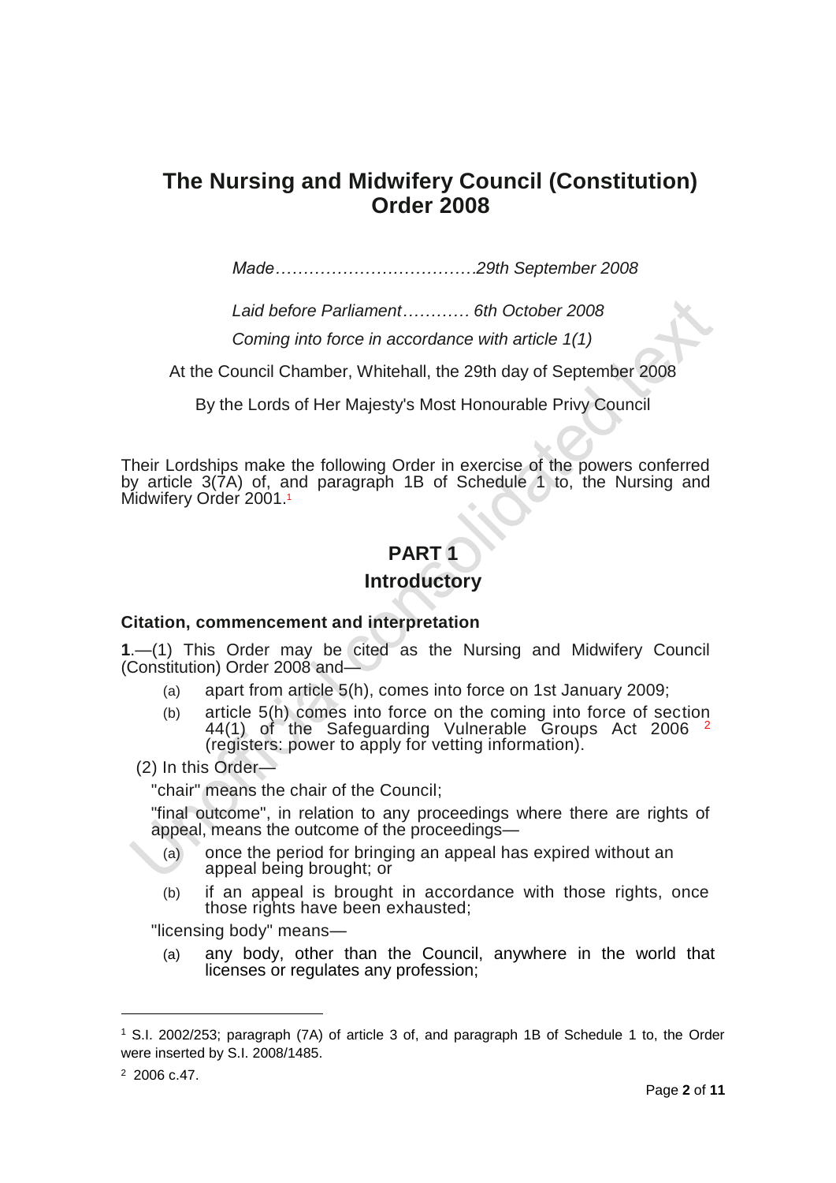# The Nursing and Midwifery Council (Constitution) Order 2008

*Made……………………………….29th September 2008*

*Laid before Parliament………… 6th October 2008*

*Coming into force in accordance with article 1(1)*

At the Council Chamber, Whitehall, the 29th day of September 2008

By the Lords of Her Majesty's Most Honourable Privy Council

Their Lordships make the following Order in exercise of the powers conferred by article 3(7A) of, and paragraph 1B of Schedule 1 to, the Nursing and Midwifery Order 2001.[1]

## PART 1

## Introductory

### Citation, commencement and interpretation

**1**.—(1) This Order may be cited as the Nursing and Midwifery Council (Constitution) Order 2008 and—

- (a) apart from article 5(h), comes into force on 1st January 2009;
- (b) article 5(h) comes into force on the coming into force of section 44(1) of the Safeguarding Vulnerable Groups Act 2006 [2] (registers: power to apply for vetting information).

(2) In this Order—

"chair" means the chair of the Council;

"final outcome", in relation to any proceedings where there are rights of appeal, means the outcome of the proceedings—

- (a) once the period for bringing an appeal has expired without an appeal being brought; or
- (b) if an appeal is brought in accordance with those rights, once those rights have been exhausted;

"licensing body" means—

- (a) any body, other than the Council, anywhere in the world that licenses or regulates any profession;

---

[1] S.I. 2002/253; paragraph (7A) of article 3 of, and paragraph 1B of Schedule 1 to, the Order were inserted by S.I. 2008/1485.

[2] 2006 c.47.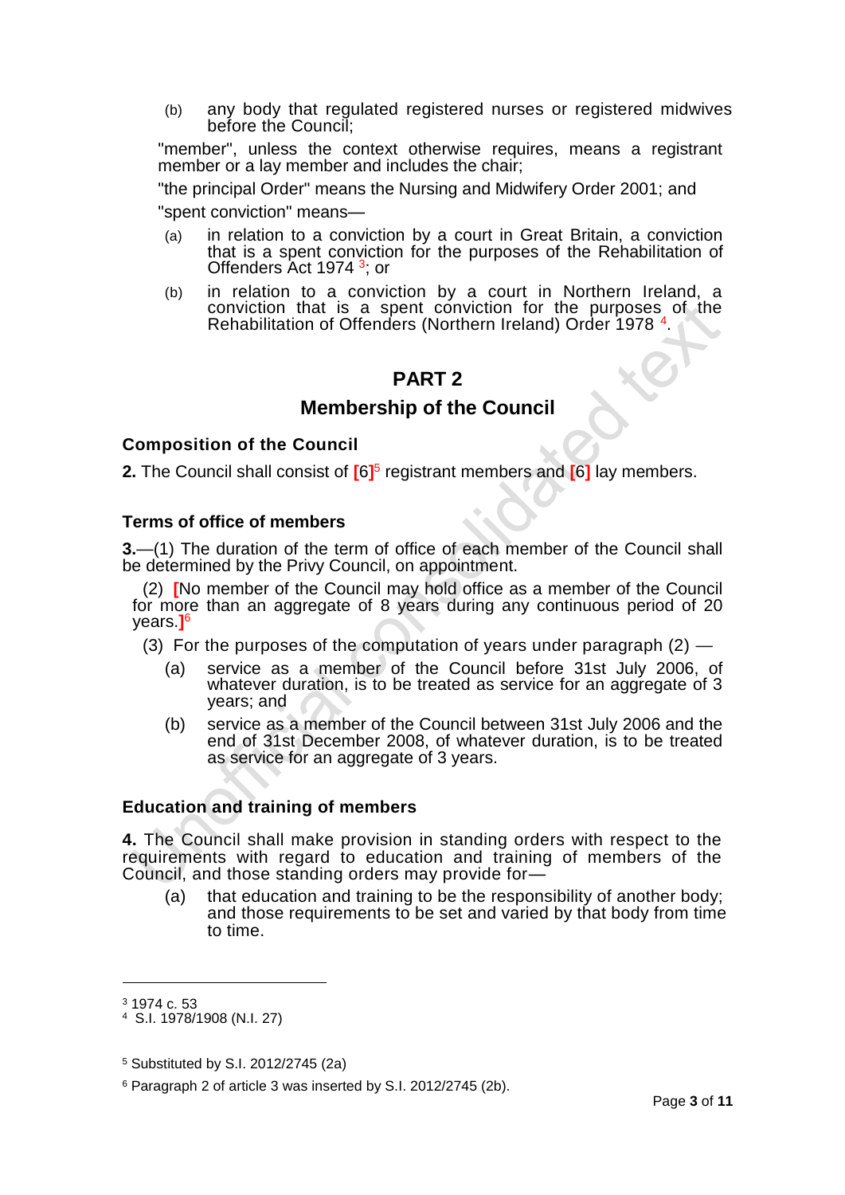(b) any body that regulated registered nurses or registered midwives before the Council;

"member", unless the context otherwise requires, means a registrant member or a lay member and includes the chair;

"the principal Order" means the Nursing and Midwifery Order 2001; and

"spent conviction" means—

(a) in relation to a conviction by a court in Great Britain, a conviction that is a spent conviction for the purposes of the Rehabilitation of Offenders Act 1974 [3]; or

(b) in relation to a conviction by a court in Northern Ireland, a conviction that is a spent conviction for the purposes of the Rehabilitation of Offenders (Northern Ireland) Order 1978 [4].

## PART 2

## Membership of the Council

### Composition of the Council

**2.** The Council shall consist of [6][5] registrant members and [6] lay members.

### Terms of office of members

**3.**—(1) The duration of the term of office of each member of the Council shall be determined by the Privy Council, on appointment.

(2) [No member of the Council may hold office as a member of the Council for more than an aggregate of 8 years during any continuous period of 20 years.][6]

(3) For the purposes of the computation of years under paragraph (2) —

(a) service as a member of the Council before 31st July 2006, of whatever duration, is to be treated as service for an aggregate of 3 years; and

(b) service as a member of the Council between 31st July 2006 and the end of 31st December 2008, of whatever duration, is to be treated as service for an aggregate of 3 years.

### Education and training of members

**4.** The Council shall make provision in standing orders with respect to the requirements with regard to education and training of members of the Council, and those standing orders may provide for—

(a) that education and training to be the responsibility of another body; and those requirements to be set and varied by that body from time to time.

---

[3] 1974 c. 53

[4] S.I. 1978/1908 (N.I. 27)

[5] Substituted by S.I. 2012/2745 (2a)

[6] Paragraph 2 of article 3 was inserted by S.I. 2012/2745 (2b).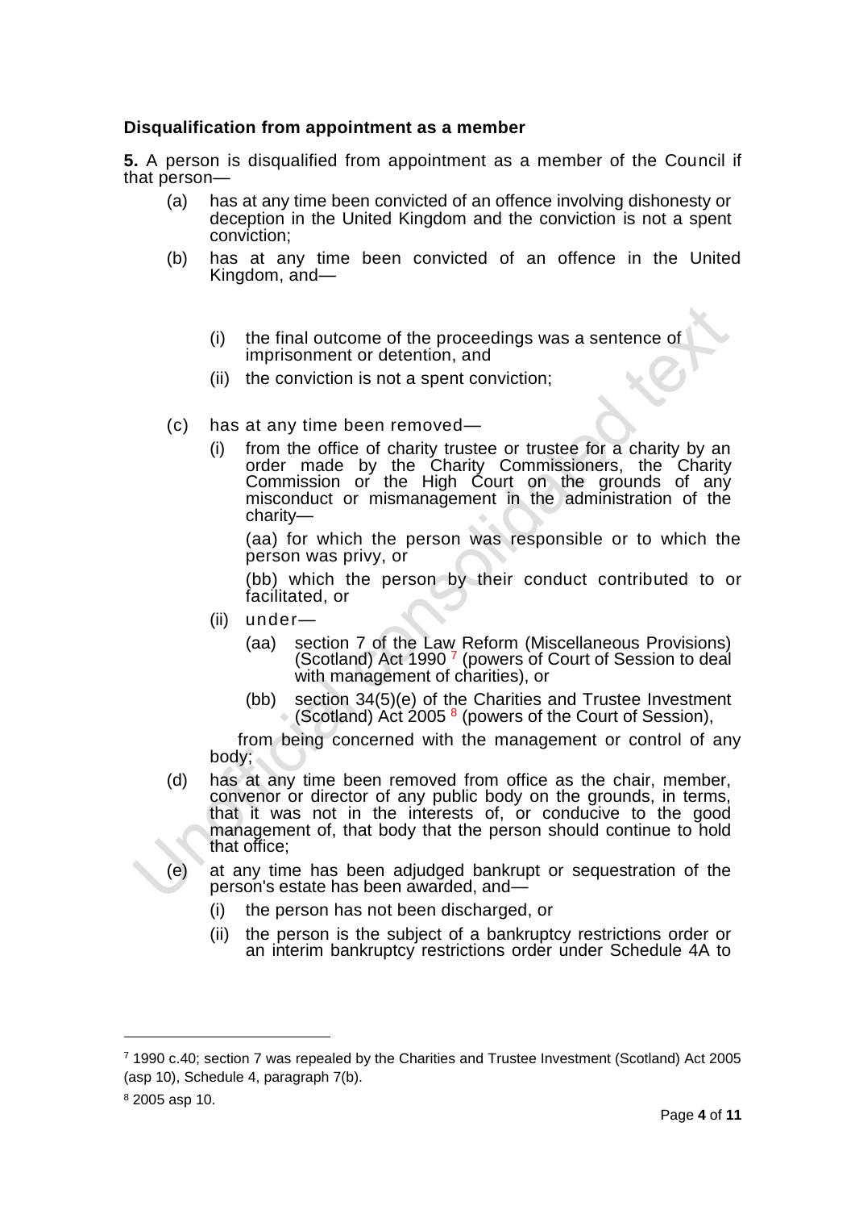### Disqualification from appointment as a member

**5.** A person is disqualified from appointment as a member of the Council if that person—

(a) has at any time been convicted of an offence involving dishonesty or deception in the United Kingdom and the conviction is not a spent conviction;

(b) has at any time been convicted of an offence in the United Kingdom, and—

  (i) the final outcome of the proceedings was a sentence of imprisonment or detention, and

  (ii) the conviction is not a spent conviction;

(c) has at any time been removed—

  (i) from the office of charity trustee or trustee for a charity by an order made by the Charity Commissioners, the Charity Commission or the High Court on the grounds of any misconduct or mismanagement in the administration of the charity—

   (aa) for which the person was responsible or to which the person was privy, or

   (bb) which the person by their conduct contributed to or facilitated, or

  (ii) under—

   (aa) section 7 of the Law Reform (Miscellaneous Provisions) (Scotland) Act 1990 [7] (powers of Court of Session to deal with management of charities), or

   (bb) section 34(5)(e) of the Charities and Trustee Investment (Scotland) Act 2005 [8] (powers of the Court of Session),

  from being concerned with the management or control of any body;

(d) has at any time been removed from office as the chair, member, convenor or director of any public body on the grounds, in terms, that it was not in the interests of, or conducive to the good management of, that body that the person should continue to hold that office;

(e) at any time has been adjudged bankrupt or sequestration of the person's estate has been awarded, and—

  (i) the person has not been discharged, or

  (ii) the person is the subject of a bankruptcy restrictions order or an interim bankruptcy restrictions order under Schedule 4A to

---

[7] 1990 c.40; section 7 was repealed by the Charities and Trustee Investment (Scotland) Act 2005 (asp 10), Schedule 4, paragraph 7(b).

[8] 2005 asp 10.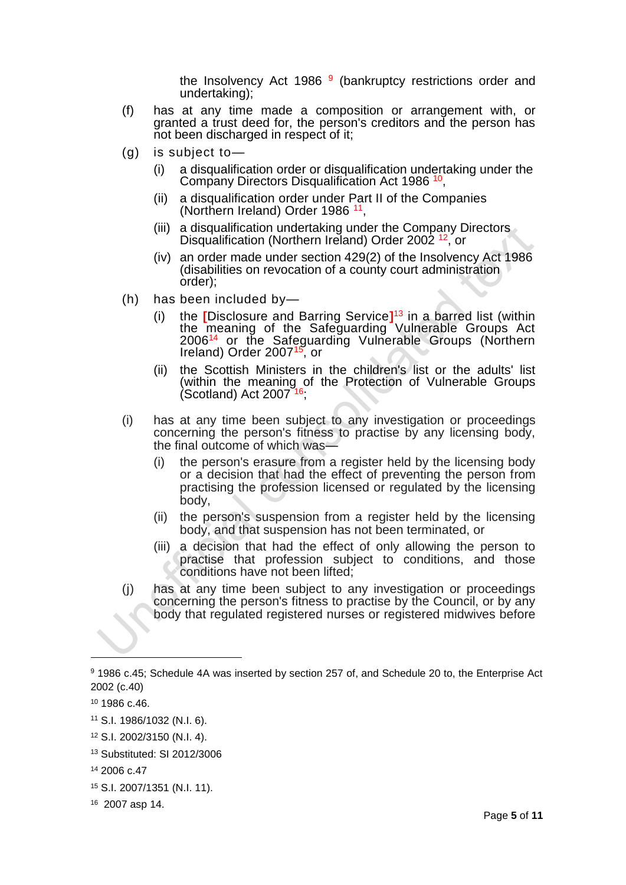the Insolvency Act 1986 [9] (bankruptcy restrictions order and undertaking);

(f) has at any time made a composition or arrangement with, or granted a trust deed for, the person's creditors and the person has not been discharged in respect of it;

(g) is subject to—

 (i) a disqualification order or disqualification undertaking under the Company Directors Disqualification Act 1986 [10],

 (ii) a disqualification order under Part II of the Companies (Northern Ireland) Order 1986 [11],

 (iii) a disqualification undertaking under the Company Directors Disqualification (Northern Ireland) Order 2002 [12], or

 (iv) an order made under section 429(2) of the Insolvency Act 1986 (disabilities on revocation of a county court administration order);

(h) has been included by—

 (i) the [Disclosure and Barring Service][13] in a barred list (within the meaning of the Safeguarding Vulnerable Groups Act 2006[14] or the Safeguarding Vulnerable Groups (Northern Ireland) Order 2007[15], or

 (ii) the Scottish Ministers in the children's list or the adults' list (within the meaning of the Protection of Vulnerable Groups (Scotland) Act 2007 [16];

(i) has at any time been subject to any investigation or proceedings concerning the person's fitness to practise by any licensing body, the final outcome of which was—

 (i) the person's erasure from a register held by the licensing body or a decision that had the effect of preventing the person from practising the profession licensed or regulated by the licensing body,

 (ii) the person's suspension from a register held by the licensing body, and that suspension has not been terminated, or

 (iii) a decision that had the effect of only allowing the person to practise that profession subject to conditions, and those conditions have not been lifted;

(j) has at any time been subject to any investigation or proceedings concerning the person's fitness to practise by the Council, or by any body that regulated registered nurses or registered midwives before

---

[9] 1986 c.45; Schedule 4A was inserted by section 257 of, and Schedule 20 to, the Enterprise Act 2002 (c.40)

[10] 1986 c.46.

[11] S.I. 1986/1032 (N.I. 6).

[12] S.I. 2002/3150 (N.I. 4).

[13] Substituted: SI 2012/3006

[14] 2006 c.47

[15] S.I. 2007/1351 (N.I. 11).

[16] 2007 asp 14.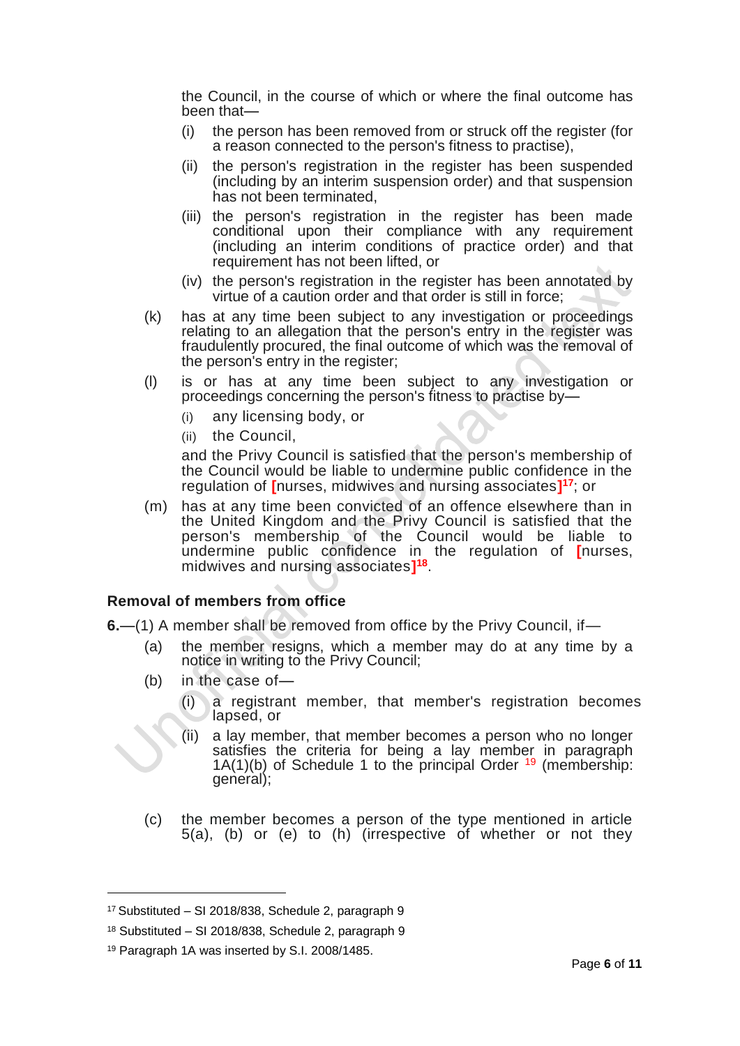the Council, in the course of which or where the final outcome has been that—

(i) the person has been removed from or struck off the register (for a reason connected to the person's fitness to practise),

(ii) the person's registration in the register has been suspended (including by an interim suspension order) and that suspension has not been terminated,

(iii) the person's registration in the register has been made conditional upon their compliance with any requirement (including an interim conditions of practice order) and that requirement has not been lifted, or

(iv) the person's registration in the register has been annotated by virtue of a caution order and that order is still in force;

(k) has at any time been subject to any investigation or proceedings relating to an allegation that the person's entry in the register was fraudulently procured, the final outcome of which was the removal of the person's entry in the register;

(l) is or has at any time been subject to any investigation or proceedings concerning the person's fitness to practise by—

(i) any licensing body, or

(ii) the Council,

and the Privy Council is satisfied that the person's membership of the Council would be liable to undermine public confidence in the regulation of [nurses, midwives and nursing associates][17]; or

(m) has at any time been convicted of an offence elsewhere than in the United Kingdom and the Privy Council is satisfied that the person's membership of the Council would be liable to undermine public confidence in the regulation of [nurses, midwives and nursing associates][18].

### Removal of members from office

**6.**—(1) A member shall be removed from office by the Privy Council, if—

(a) the member resigns, which a member may do at any time by a notice in writing to the Privy Council;

(b) in the case of—

(i) a registrant member, that member's registration becomes lapsed, or

(ii) a lay member, that member becomes a person who no longer satisfies the criteria for being a lay member in paragraph 1A(1)(b) of Schedule 1 to the principal Order [19] (membership: general);

(c) the member becomes a person of the type mentioned in article 5(a), (b) or (e) to (h) (irrespective of whether or not they

---

[17] Substituted – SI 2018/838, Schedule 2, paragraph 9

[18] Substituted – SI 2018/838, Schedule 2, paragraph 9

[19] Paragraph 1A was inserted by S.I. 2008/1485.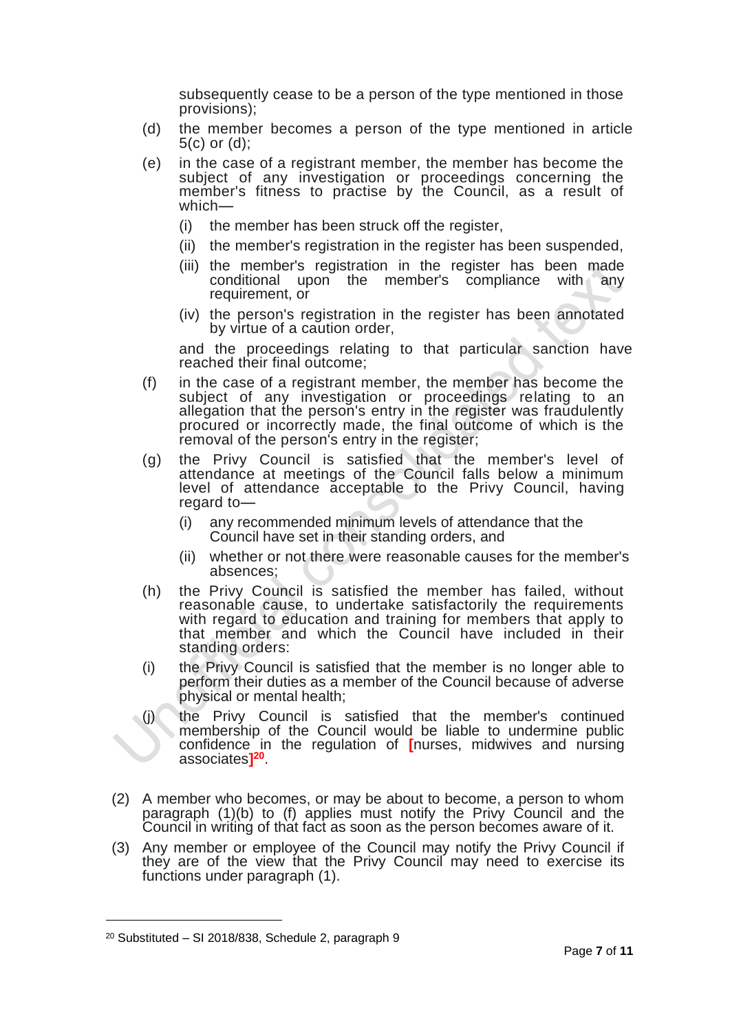subsequently cease to be a person of the type mentioned in those provisions);

(d) the member becomes a person of the type mentioned in article 5(c) or (d);

(e) in the case of a registrant member, the member has become the subject of any investigation or proceedings concerning the member's fitness to practise by the Council, as a result of which—

   (i) the member has been struck off the register,

   (ii) the member's registration in the register has been suspended,

   (iii) the member's registration in the register has been made conditional upon the member's compliance with any requirement, or

   (iv) the person's registration in the register has been annotated by virtue of a caution order,

   and the proceedings relating to that particular sanction have reached their final outcome;

(f) in the case of a registrant member, the member has become the subject of any investigation or proceedings relating to an allegation that the person's entry in the register was fraudulently procured or incorrectly made, the final outcome of which is the removal of the person's entry in the register;

(g) the Privy Council is satisfied that the member's level of attendance at meetings of the Council falls below a minimum level of attendance acceptable to the Privy Council, having regard to—

   (i) any recommended minimum levels of attendance that the Council have set in their standing orders, and

   (ii) whether or not there were reasonable causes for the member's absences;

(h) the Privy Council is satisfied the member has failed, without reasonable cause, to undertake satisfactorily the requirements with regard to education and training for members that apply to that member and which the Council have included in their standing orders:

(i) the Privy Council is satisfied that the member is no longer able to perform their duties as a member of the Council because of adverse physical or mental health;

(j) the Privy Council is satisfied that the member's continued membership of the Council would be liable to undermine public confidence in the regulation of [nurses, midwives and nursing associates][20].

(2) A member who becomes, or may be about to become, a person to whom paragraph (1)(b) to (f) applies must notify the Privy Council and the Council in writing of that fact as soon as the person becomes aware of it.

(3) Any member or employee of the Council may notify the Privy Council if they are of the view that the Privy Council may need to exercise its functions under paragraph (1).

---

[20] Substituted – SI 2018/838, Schedule 2, paragraph 9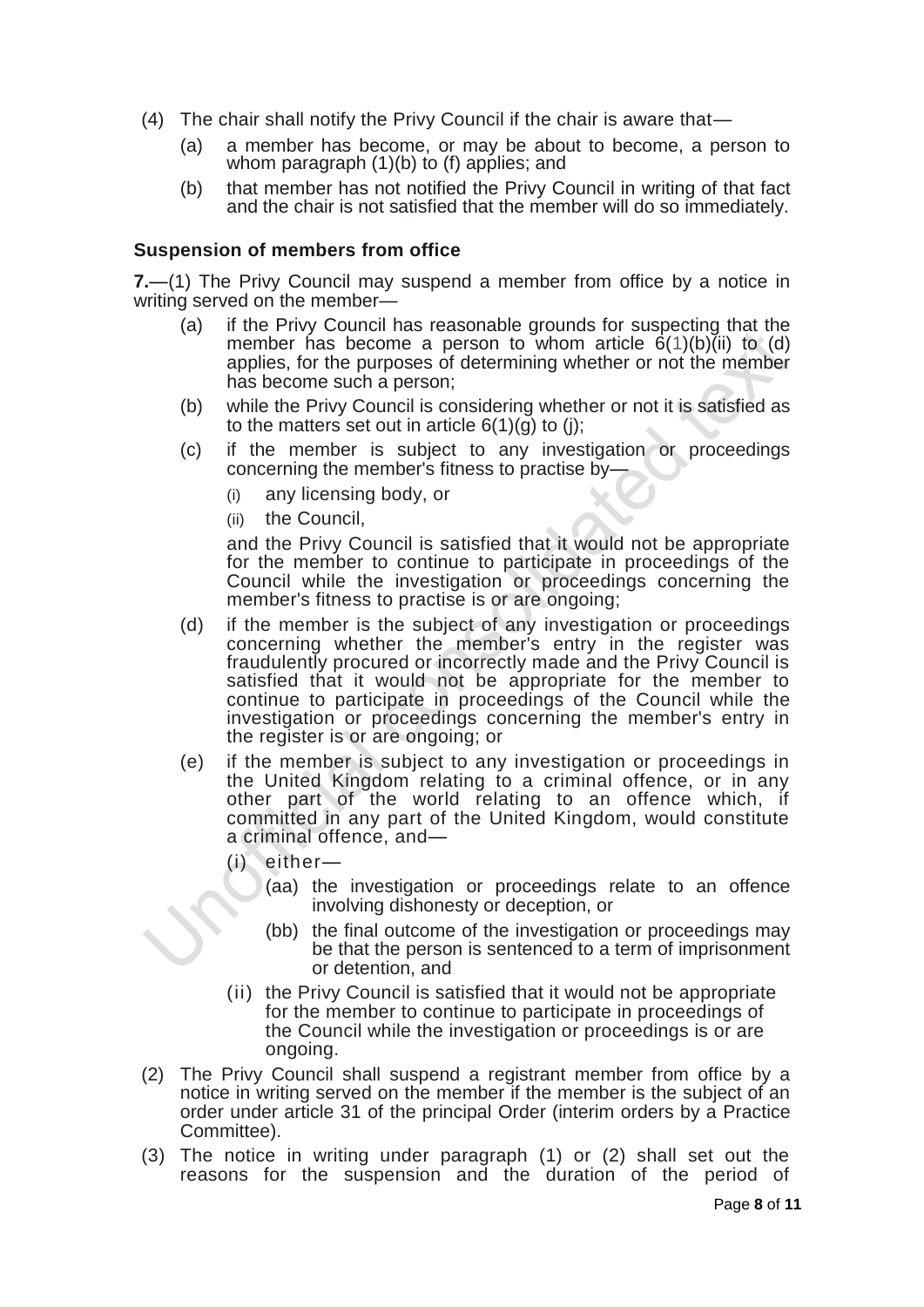(4) The chair shall notify the Privy Council if the chair is aware that—

(a) a member has become, or may be about to become, a person to whom paragraph (1)(b) to (f) applies; and

(b) that member has not notified the Privy Council in writing of that fact and the chair is not satisfied that the member will do so immediately.

**Suspension of members from office**

**7.**—(1) The Privy Council may suspend a member from office by a notice in writing served on the member—

(a) if the Privy Council has reasonable grounds for suspecting that the member has become a person to whom article 6(1)(b)(ii) to (d) applies, for the purposes of determining whether or not the member has become such a person;

(b) while the Privy Council is considering whether or not it is satisfied as to the matters set out in article 6(1)(g) to (j);

(c) if the member is subject to any investigation or proceedings concerning the member's fitness to practise by—

(i) any licensing body, or

(ii) the Council,

and the Privy Council is satisfied that it would not be appropriate for the member to continue to participate in proceedings of the Council while the investigation or proceedings concerning the member's fitness to practise is or are ongoing;

(d) if the member is the subject of any investigation or proceedings concerning whether the member's entry in the register was fraudulently procured or incorrectly made and the Privy Council is satisfied that it would not be appropriate for the member to continue to participate in proceedings of the Council while the investigation or proceedings concerning the member's entry in the register is or are ongoing; or

(e) if the member is subject to any investigation or proceedings in the United Kingdom relating to a criminal offence, or in any other part of the world relating to an offence which, if committed in any part of the United Kingdom, would constitute a criminal offence, and—

(i) either—

(aa) the investigation or proceedings relate to an offence involving dishonesty or deception, or

(bb) the final outcome of the investigation or proceedings may be that the person is sentenced to a term of imprisonment or detention, and

(ii) the Privy Council is satisfied that it would not be appropriate for the member to continue to participate in proceedings of the Council while the investigation or proceedings is or are ongoing.

(2) The Privy Council shall suspend a registrant member from office by a notice in writing served on the member if the member is the subject of an order under article 31 of the principal Order (interim orders by a Practice Committee).

(3) The notice in writing under paragraph (1) or (2) shall set out the reasons for the suspension and the duration of the period of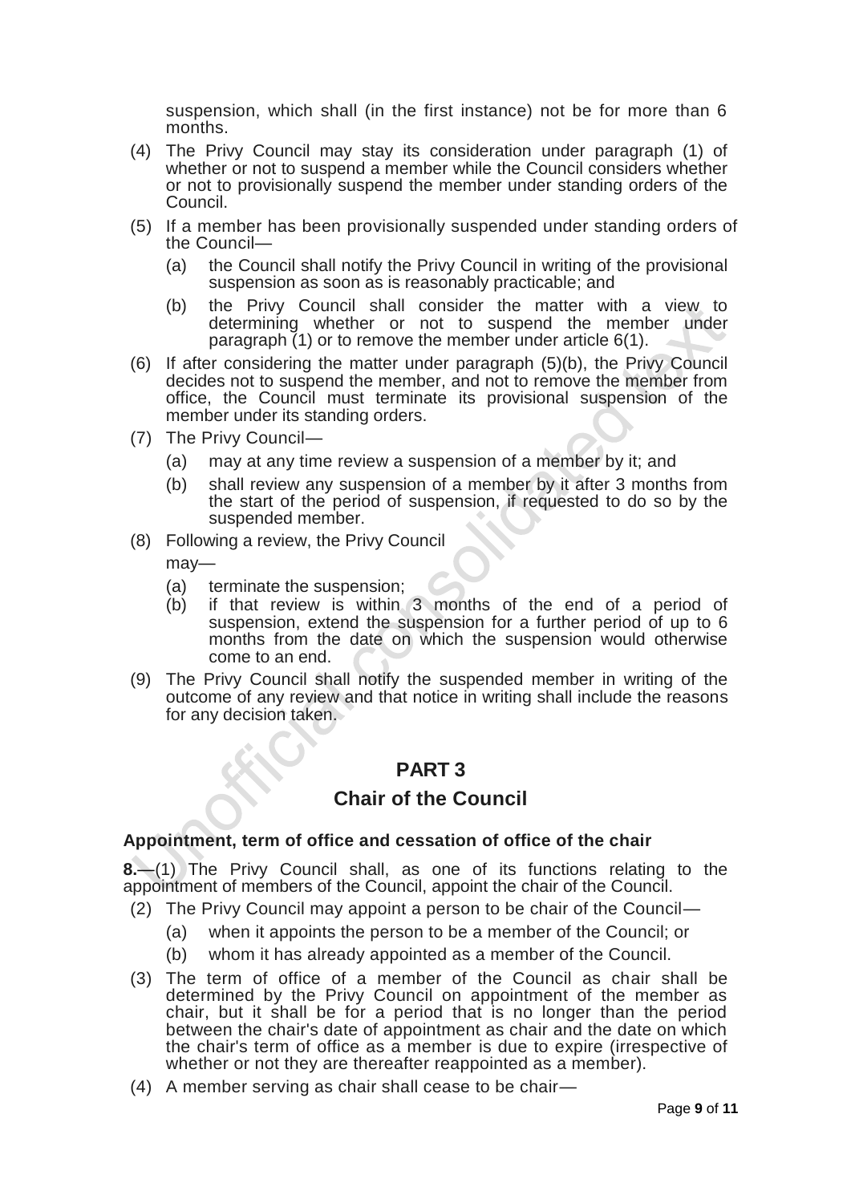suspension, which shall (in the first instance) not be for more than 6 months.

(4) The Privy Council may stay its consideration under paragraph (1) of whether or not to suspend a member while the Council considers whether or not to provisionally suspend the member under standing orders of the Council.

(5) If a member has been provisionally suspended under standing orders of the Council—

(a) the Council shall notify the Privy Council in writing of the provisional suspension as soon as is reasonably practicable; and

(b) the Privy Council shall consider the matter with a view to determining whether or not to suspend the member under paragraph (1) or to remove the member under article 6(1).

(6) If after considering the matter under paragraph (5)(b), the Privy Council decides not to suspend the member, and not to remove the member from office, the Council must terminate its provisional suspension of the member under its standing orders.

(7) The Privy Council—

(a) may at any time review a suspension of a member by it; and

(b) shall review any suspension of a member by it after 3 months from the start of the period of suspension, if requested to do so by the suspended member.

(8) Following a review, the Privy Council may—

(a) terminate the suspension;

(b) if that review is within 3 months of the end of a period of suspension, extend the suspension for a further period of up to 6 months from the date on which the suspension would otherwise come to an end.

(9) The Privy Council shall notify the suspended member in writing of the outcome of any review and that notice in writing shall include the reasons for any decision taken.

## PART 3

## Chair of the Council

### Appointment, term of office and cessation of office of the chair

**8.**—(1) The Privy Council shall, as one of its functions relating to the appointment of members of the Council, appoint the chair of the Council.

(2) The Privy Council may appoint a person to be chair of the Council—

(a) when it appoints the person to be a member of the Council; or

(b) whom it has already appointed as a member of the Council.

(3) The term of office of a member of the Council as chair shall be determined by the Privy Council on appointment of the member as chair, but it shall be for a period that is no longer than the period between the chair's date of appointment as chair and the date on which the chair's term of office as a member is due to expire (irrespective of whether or not they are thereafter reappointed as a member).

(4) A member serving as chair shall cease to be chair—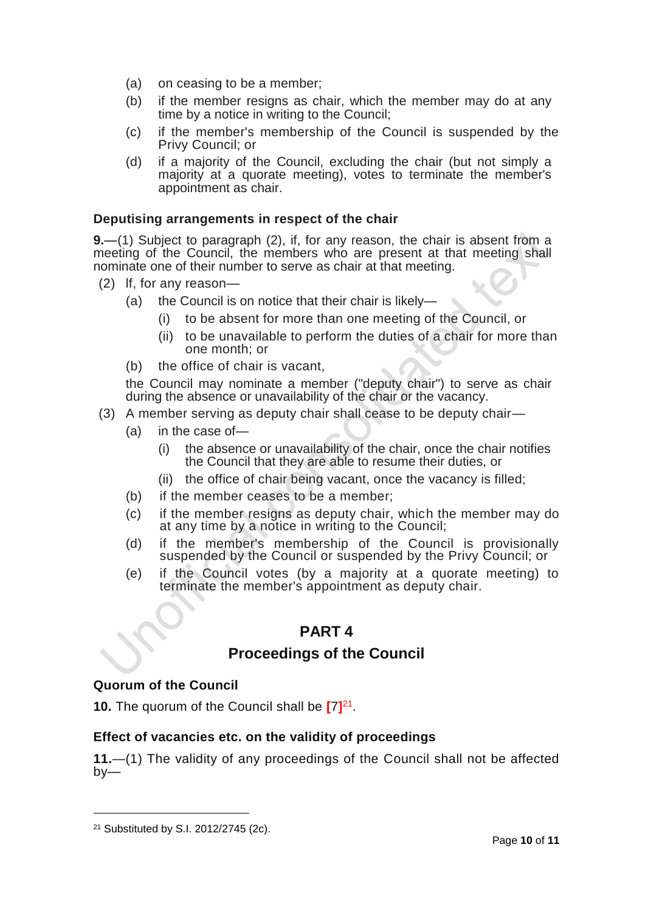(a) on ceasing to be a member;

(b) if the member resigns as chair, which the member may do at any time by a notice in writing to the Council;

(c) if the member's membership of the Council is suspended by the Privy Council; or

(d) if a majority of the Council, excluding the chair (but not simply a majority at a quorate meeting), votes to terminate the member's appointment as chair.

### Deputising arrangements in respect of the chair

**9.**—(1) Subject to paragraph (2), if, for any reason, the chair is absent from a meeting of the Council, the members who are present at that meeting shall nominate one of their number to serve as chair at that meeting.

(2) If, for any reason—

(a) the Council is on notice that their chair is likely—

(i) to be absent for more than one meeting of the Council, or

(ii) to be unavailable to perform the duties of a chair for more than one month; or

(b) the office of chair is vacant,

the Council may nominate a member ("deputy chair") to serve as chair during the absence or unavailability of the chair or the vacancy.

(3) A member serving as deputy chair shall cease to be deputy chair—

(a) in the case of—

(i) the absence or unavailability of the chair, once the chair notifies the Council that they are able to resume their duties, or

(ii) the office of chair being vacant, once the vacancy is filled;

(b) if the member ceases to be a member;

(c) if the member resigns as deputy chair, which the member may do at any time by a notice in writing to the Council;

(d) if the member's membership of the Council is provisionally suspended by the Council or suspended by the Privy Council; or

(e) if the Council votes (by a majority at a quorate meeting) to terminate the member's appointment as deputy chair.

## PART 4

## Proceedings of the Council

### Quorum of the Council

**10.** The quorum of the Council shall be [7][21].

### Effect of vacancies etc. on the validity of proceedings

**11.**—(1) The validity of any proceedings of the Council shall not be affected by—

---

[21] Substituted by S.I. 2012/2745 (2c).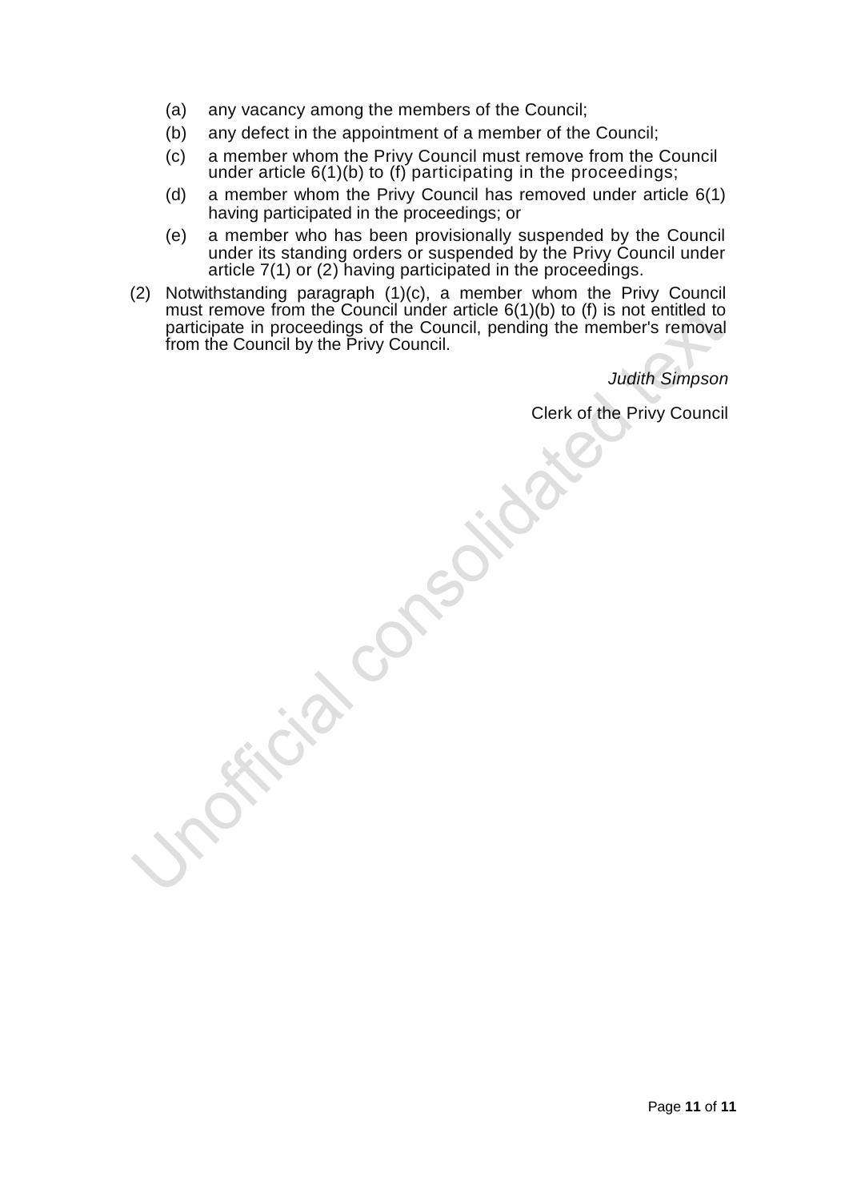(a) any vacancy among the members of the Council;

(b) any defect in the appointment of a member of the Council;

(c) a member whom the Privy Council must remove from the Council under article 6(1)(b) to (f) participating in the proceedings;

(d) a member whom the Privy Council has removed under article 6(1) having participated in the proceedings; or

(e) a member who has been provisionally suspended by the Council under its standing orders or suspended by the Privy Council under article 7(1) or (2) having participated in the proceedings.

(2) Notwithstanding paragraph (1)(c), a member whom the Privy Council must remove from the Council under article 6(1)(b) to (f) is not entitled to participate in proceedings of the Council, pending the member's removal from the Council by the Privy Council.

*Judith Simpson*

Clerk of the Privy Council